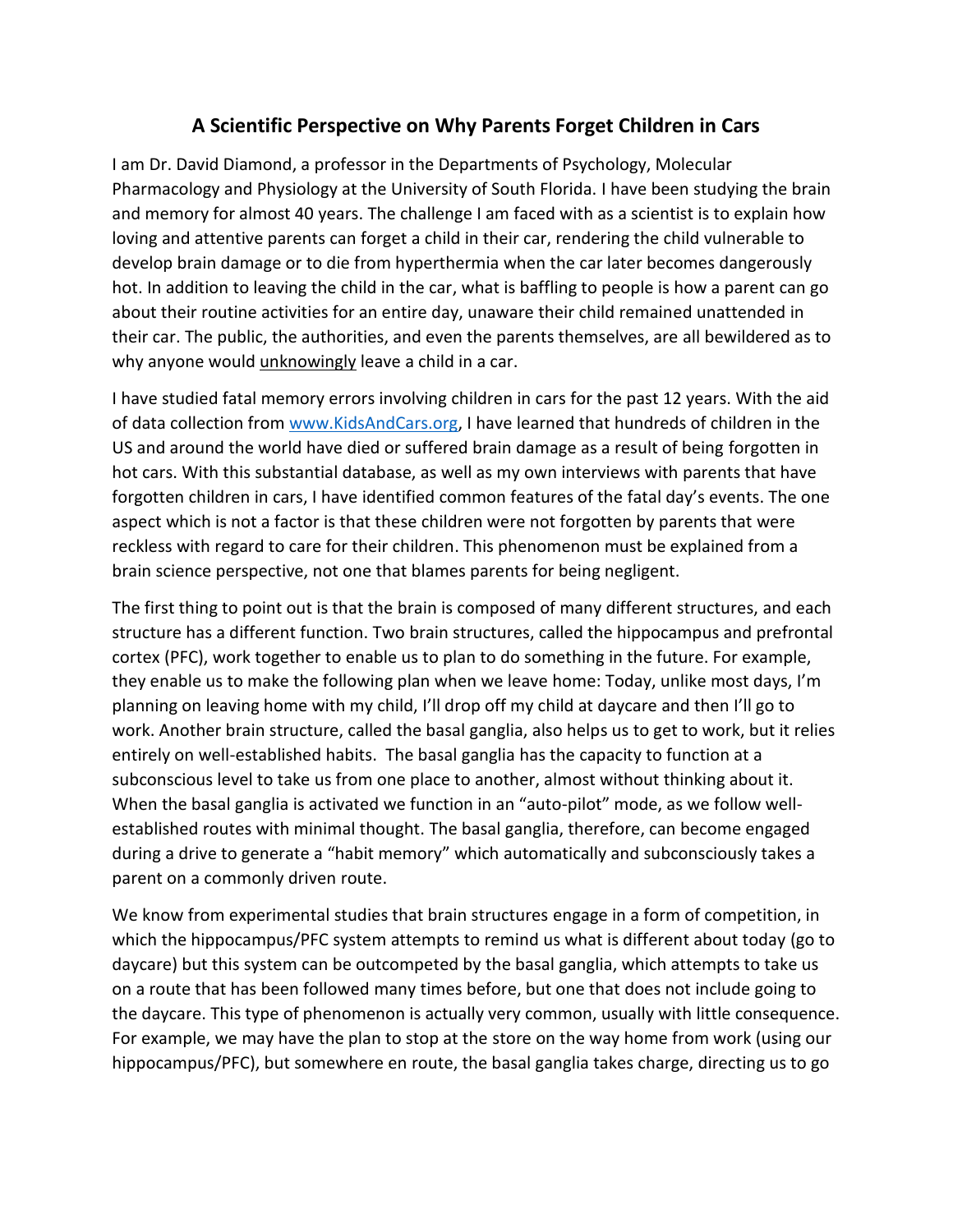# A Scientific Perspective on Why Parents Forget Children in Cars

I am Dr. David Diamond, a professor in the Departments of Psychology, Molecular Pharmacology and Physiology at the University of South Florida. I have been studying the brain and memory for almost 40 years. The challenge I am faced with as a scientist is to explain how loving and attentive parents can forget a child in their car, rendering the child vulnerable to develop brain damage or to die from hyperthermia when the car later becomes dangerously hot. In addition to leaving the child in the car, what is baffling to people is how a parent can go about their routine activities for an entire day, unaware their child remained unattended in their car. The public, the authorities, and even the parents themselves, are all bewildered as to why anyone would unknowingly leave a child in a car.

I have studied fatal memory errors involving children in cars for the past 12 years. With the aid of data collection from [www.KidsAndCars.org](http://www.KidsAndCars.org), I have learned that hundreds of children in the US and around the world have died or suffered brain damage as a result of being forgotten in hot cars. With this substantial database, as well as my own interviews with parents that have forgotten children in cars, I have identified common features of the fatal day's events. The one aspect which is not a factor is that these children were not forgotten by parents that were reckless with regard to care for their children. This phenomenon must be explained from a brain science perspective, not one that blames parents for being negligent.

The first thing to point out is that the brain is composed of many different structures, and each structure has a different function. Two brain structures, called the hippocampus and prefrontal cortex (PFC), work together to enable us to plan to do something in the future. For example, they enable us to make the following plan when we leave home: Today, unlike most days, I'm planning on leaving home with my child, I'll drop off my child at daycare and then I'll go to work. Another brain structure, called the basal ganglia, also helps us to get to work, but it relies entirely on well-established habits. The basal ganglia has the capacity to function at a subconscious level to take us from one place to another, almost without thinking about it. When the basal ganglia is activated we function in an "auto-pilot" mode, as we follow well-established routes with minimal thought. The basal ganglia, therefore, can become engaged during a drive to generate a "habit memory" which automatically and subconsciously takes a parent on a commonly driven route.

We know from experimental studies that brain structures engage in a form of competition, in which the hippocampus/PFC system attempts to remind us what is different about today (go to daycare) but this system can be outcompeted by the basal ganglia, which attempts to take us on a route that has been followed many times before, but one that does not include going to the daycare. This type of phenomenon is actually very common, usually with little consequence. For example, we may have the plan to stop at the store on the way home from work (using our hippocampus/PFC), but somewhere en route, the basal ganglia takes charge, directing us to go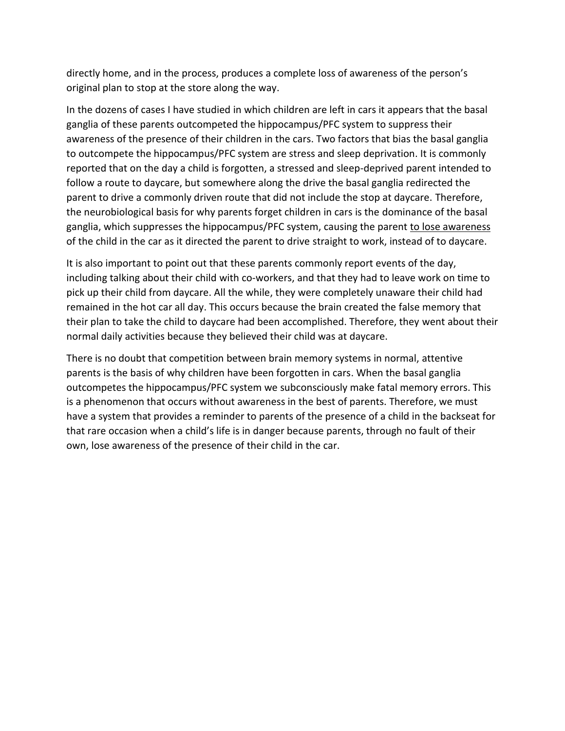directly home, and in the process, produces a complete loss of awareness of the person's original plan to stop at the store along the way.

In the dozens of cases I have studied in which children are left in cars it appears that the basal ganglia of these parents outcompeted the hippocampus/PFC system to suppress their awareness of the presence of their children in the cars. Two factors that bias the basal ganglia to outcompete the hippocampus/PFC system are stress and sleep deprivation. It is commonly reported that on the day a child is forgotten, a stressed and sleep-deprived parent intended to follow a route to daycare, but somewhere along the drive the basal ganglia redirected the parent to drive a commonly driven route that did not include the stop at daycare. Therefore, the neurobiological basis for why parents forget children in cars is the dominance of the basal ganglia, which suppresses the hippocampus/PFC system, causing the parent <u>to lose awareness</u> of the child in the car as it directed the parent to drive straight to work, instead of to daycare.

It is also important to point out that these parents commonly report events of the day, including talking about their child with co-workers, and that they had to leave work on time to pick up their child from daycare. All the while, they were completely unaware their child had remained in the hot car all day. This occurs because the brain created the false memory that their plan to take the child to daycare had been accomplished. Therefore, they went about their normal daily activities because they believed their child was at daycare.

There is no doubt that competition between brain memory systems in normal, attentive parents is the basis of why children have been forgotten in cars. When the basal ganglia outcompetes the hippocampus/PFC system we subconsciously make fatal memory errors. This is a phenomenon that occurs without awareness in the best of parents. Therefore, we must have a system that provides a reminder to parents of the presence of a child in the backseat for that rare occasion when a child's life is in danger because parents, through no fault of their own, lose awareness of the presence of their child in the car.